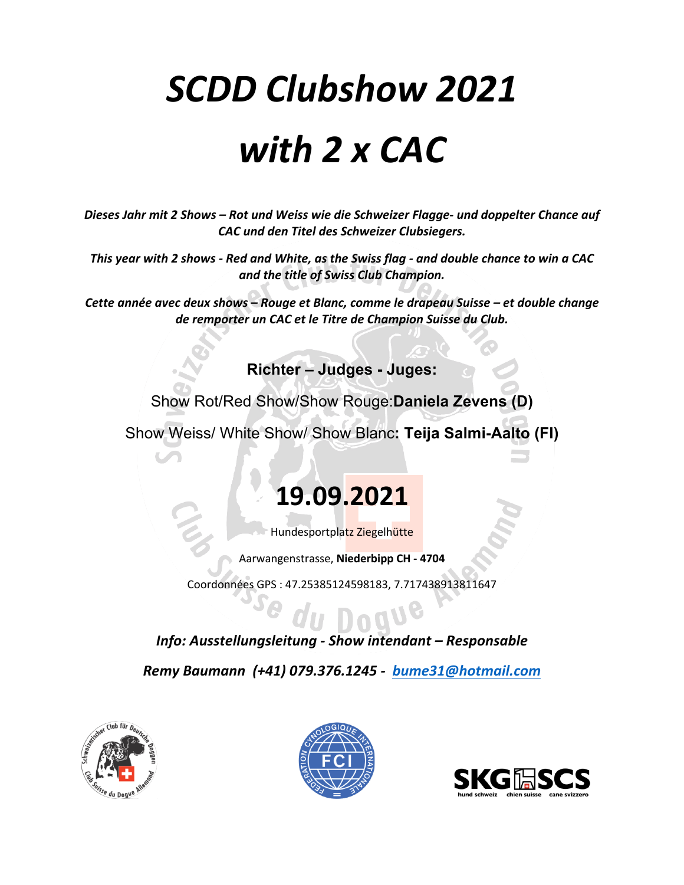# *SCDD Clubshow 2021*

# *with 2 x CAC*

***Dieses Jahr mit 2 Shows – Rot und Weiss wie die Schweizer Flagge- und doppelter Chance auf CAC und den Titel des Schweizer Clubsiegers.***

***This year with 2 shows - Red and White, as the Swiss flag - and double chance to win a CAC and the title of Swiss Club Champion.***

***Cette année avec deux shows – Rouge et Blanc, comme le drapeau Suisse – et double change de remporter un CAC et le Titre de Champion Suisse du Club.***

**Richter – Judges - Juges:**

Show Rot/Red Show/Show Rouge:**Daniela Zevens (D)**

Show Weiss/ White Show/ Show Blanc**: Teija Salmi-Aalto (FI)**

## 19.09.2021

Hundesportplatz Ziegelhütte

Aarwangenstrasse, **Niederbipp CH - 4704**

Coordonnées GPS : 47.25385124598183, 7.717438913811647

***Info: Ausstellungsleitung - Show intendant – Responsable***

***Remy Baumann (+41) 079.376.1245 - bume31@hotmail.com***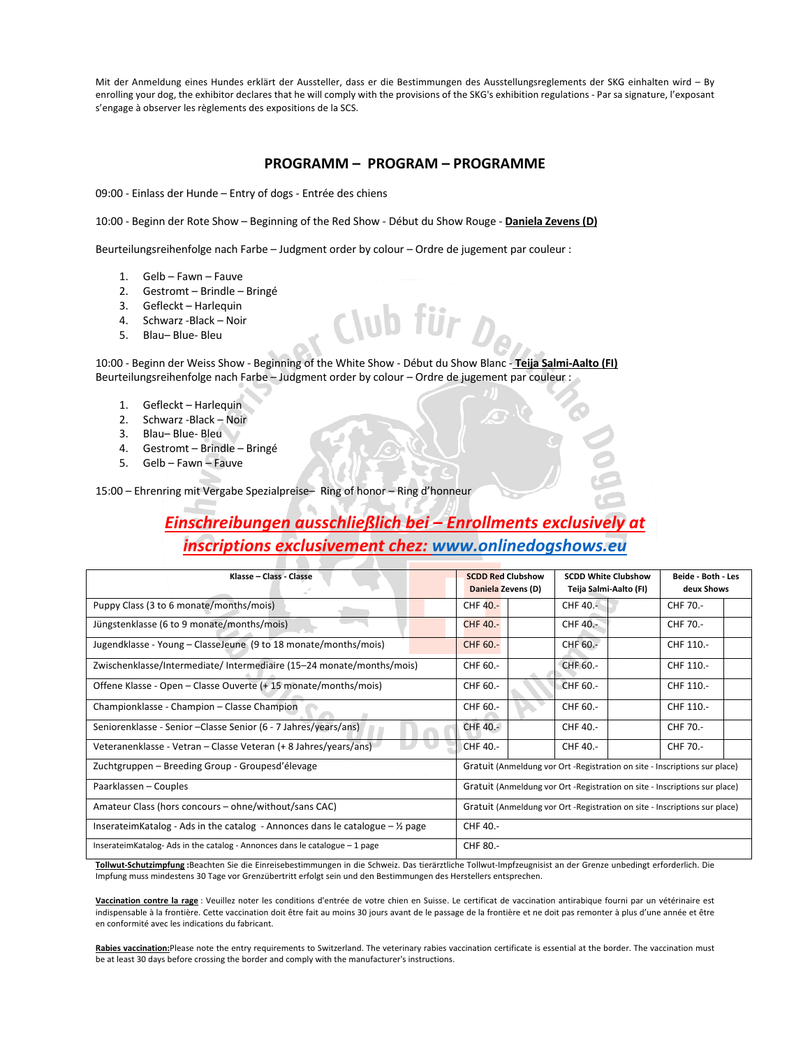Mit der Anmeldung eines Hundes erklärt der Aussteller, dass er die Bestimmungen des Ausstellungsreglements der SKG einhalten wird – By enrolling your dog, the exhibitor declares that he will comply with the provisions of the SKG's exhibition regulations - Par sa signature, l'exposant s'engage à observer les règlements des expositions de la SCS.

## PROGRAMM – PROGRAM – PROGRAMME

09:00 - Einlass der Hunde – Entry of dogs - Entrée des chiens

10:00 - Beginn der Rote Show – Beginning of the Red Show - Début du Show Rouge - **Daniela Zevens (D)**

Beurteilungsreihenfolge nach Farbe – Judgment order by colour – Ordre de jugement par couleur :

1. Gelb – Fawn – Fauve
2. Gestromt – Brindle – Bringé
3. Gefleckt – Harlequin
4. Schwarz -Black – Noir
5. Blau– Blue- Bleu

10:00 - Beginn der Weiss Show - Beginning of the White Show - Début du Show Blanc - **Teija Salmi-Aalto (FI)**
Beurteilungsreihenfolge nach Farbe – Judgment order by colour – Ordre de jugement par couleur :

1. Gefleckt – Harlequin
2. Schwarz -Black – Noir
3. Blau– Blue- Bleu
4. Gestromt – Brindle – Bringé
5. Gelb – Fawn – Fauve

15:00 – Ehrenring mit Vergabe Spezialpreise– Ring of honor – Ring d'honneur

***Einschreibungen ausschließlich bei – Enrollments exclusively at inscriptions exclusivement chez: www.onlinedogshows.eu***

| Klasse – Class - Classe | SCDD Red Clubshow Daniela Zevens (D) | | SCDD White Clubshow Teija Salmi-Aalto (FI) | | Beide - Both - Les deux Shows | |
|---|---|---|---|---|---|---|
| Puppy Class (3 to 6 monate/months/mois) | CHF 40.- | | CHF 40.- | | CHF 70.- | |
| Jüngstenklasse (6 to 9 monate/months/mois) | CHF 40.- | | CHF 40.- | | CHF 70.- | |
| Jugendklasse - Young – ClasseJeune (9 to 18 monate/months/mois) | CHF 60.- | | CHF 60.- | | CHF 110.- | |
| Zwischenklasse/Intermediate/ Intermediaire (15–24 monate/months/mois) | CHF 60.- | | CHF 60.- | | CHF 110.- | |
| Offene Klasse - Open – Classe Ouverte (+ 15 monate/months/mois) | CHF 60.- | | CHF 60.- | | CHF 110.- | |
| Championklasse - Champion – Classe Champion | CHF 60.- | | CHF 60.- | | CHF 110.- | |
| Seniorenklasse - Senior –Classe Senior (6 - 7 Jahres/years/ans) | CHF 40.- | | CHF 40.- | | CHF 70.- | |
| Veteranenklasse - Vetran – Classe Veteran (+ 8 Jahres/years/ans) | CHF 40.- | | CHF 40.- | | CHF 70.- | |
| Zuchtgruppen – Breeding Group - Groupesd'élevage | Gratuit (Anmeldung vor Ort -Registration on site - Inscriptions sur place) | | | | | |
| Paarklassen – Couples | Gratuit (Anmeldung vor Ort -Registration on site - Inscriptions sur place) | | | | | |
| Amateur Class (hors concours – ohne/without/sans CAC) | Gratuit (Anmeldung vor Ort -Registration on site - Inscriptions sur place) | | | | | |
| InserateimKatalog - Ads in the catalog - Annonces dans le catalogue – ½ page | CHF 40.- | | | | | |
| InserateimKatalog- Ads in the catalog - Annonces dans le catalogue – 1 page | CHF 80.- | | | | | |

**Tollwut-Schutzimpfung :**Beachten Sie die Einreisebestimmungen in die Schweiz. Das tierärztliche Tollwut-Impfzeugnisist an der Grenze unbedingt erforderlich. Die Impfung muss mindestens 30 Tage vor Grenzübertritt erfolgt sein und den Bestimmungen des Herstellers entsprechen.

**Vaccination contre la rage** : Veuillez noter les conditions d'entrée de votre chien en Suisse. Le certificat de vaccination antirabique fourni par un vétérinaire est indispensable à la frontière. Cette vaccination doit être fait au moins 30 jours avant de le passage de la frontière et ne doit pas remonter à plus d'une année et être en conformité avec les indications du fabricant.

**Rabies vaccination:**Please note the entry requirements to Switzerland. The veterinary rabies vaccination certificate is essential at the border. The vaccination must be at least 30 days before crossing the border and comply with the manufacturer's instructions.